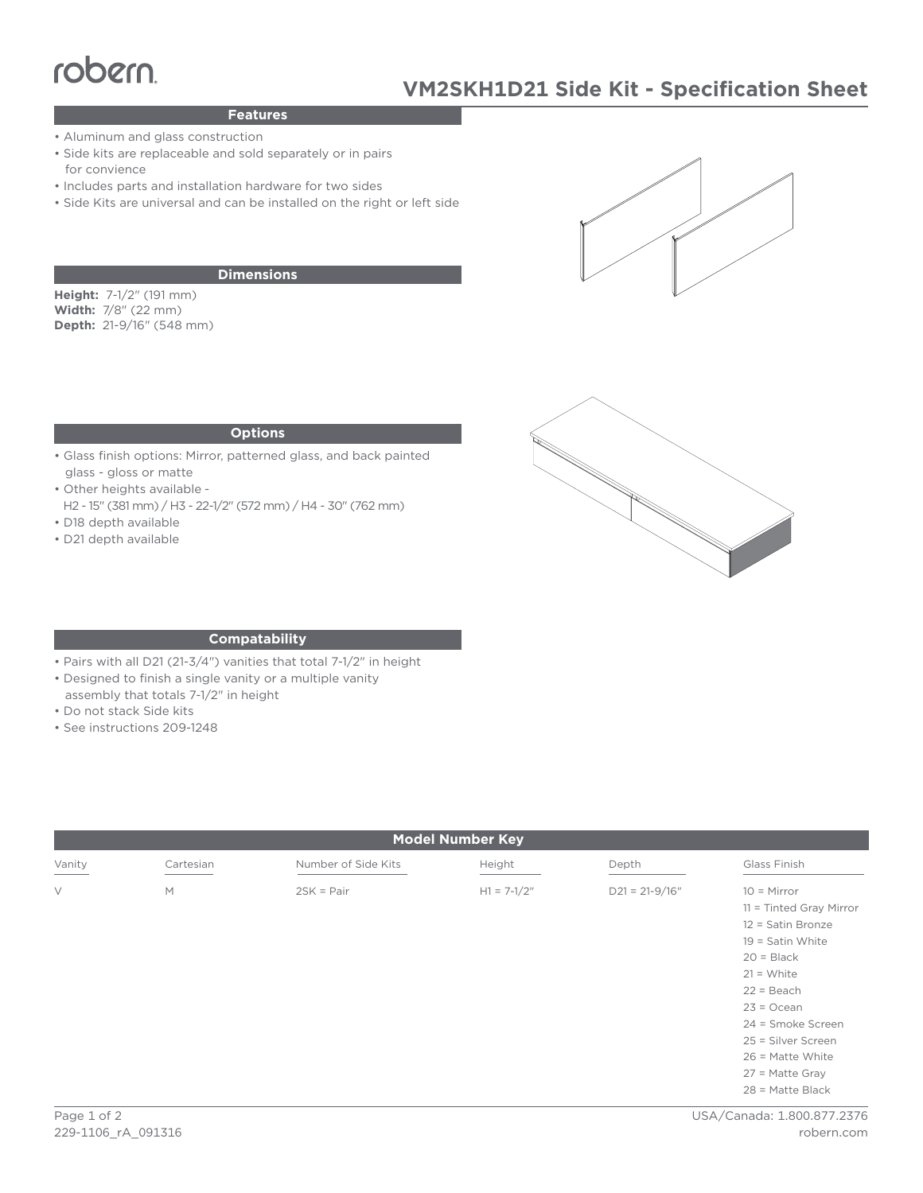robern

# VM2SKH1D21 Side Kit - Specification Sheet

## Features

- Aluminum and glass construction
- Side kits are replaceable and sold separately or in pairs for convience
- Includes parts and installation hardware for two sides
- Side Kits are universal and can be installed on the right or left side

## Dimensions

**Height:** 7-1/2" (191 mm)
**Width:** 7/8" (22 mm)
**Depth:** 21-9/16" (548 mm)

## Options

- Glass finish options: Mirror, patterned glass, and back painted glass - gloss or matte
- Other heights available - H2 - 15" (381 mm) / H3 - 22-1/2" (572 mm) / H4 - 30" (762 mm)
- D18 depth available
- D21 depth available

## Compatability

- Pairs with all D21 (21-3/4") vanities that total 7-1/2" in height
- Designed to finish a single vanity or a multiple vanity assembly that totals 7-1/2" in height
- Do not stack Side kits
- See instructions 209-1248

## Model Number Key

| Vanity | Cartesian | Number of Side Kits | Height | Depth | Glass Finish |
|---|---|---|---|---|---|
| V | M | 2SK = Pair | H1 = 7-1/2" | D21 = 21-9/16" | 10 = Mirror<br>11 = Tinted Gray Mirror<br>12 = Satin Bronze<br>19 = Satin White<br>20 = Black<br>21 = White<br>22 = Beach<br>23 = Ocean<br>24 = Smoke Screen<br>25 = Silver Screen<br>26 = Matte White<br>27 = Matte Gray<br>28 = Matte Black |

229-1106_rA_091316

USA/Canada: 1.800.877.2376
robern.com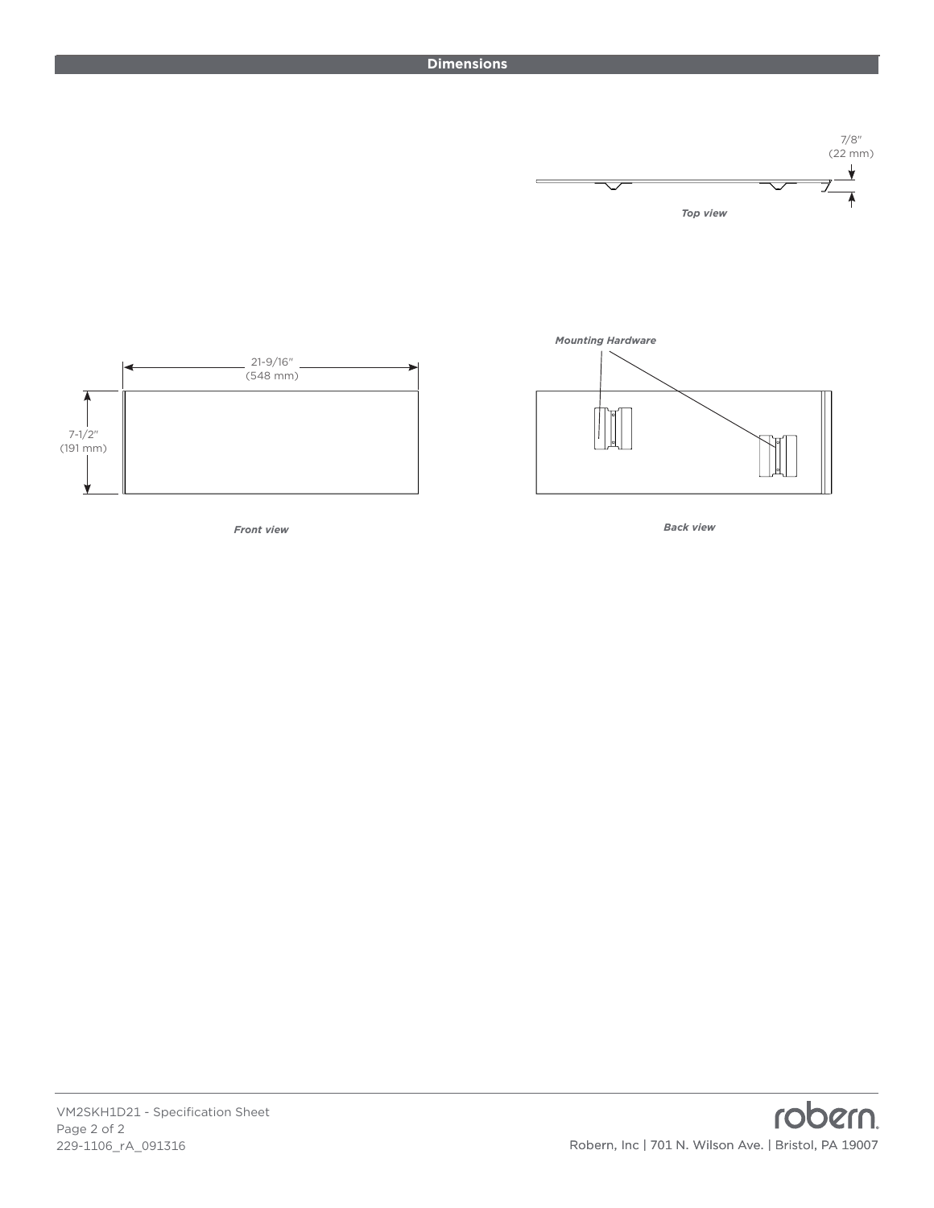## Dimensions

7/8″
(22 mm)

*Top view*

21-9/16″
(548 mm)

7-1/2″
(191 mm)

*Front view*

*Mounting Hardware*

*Back view*